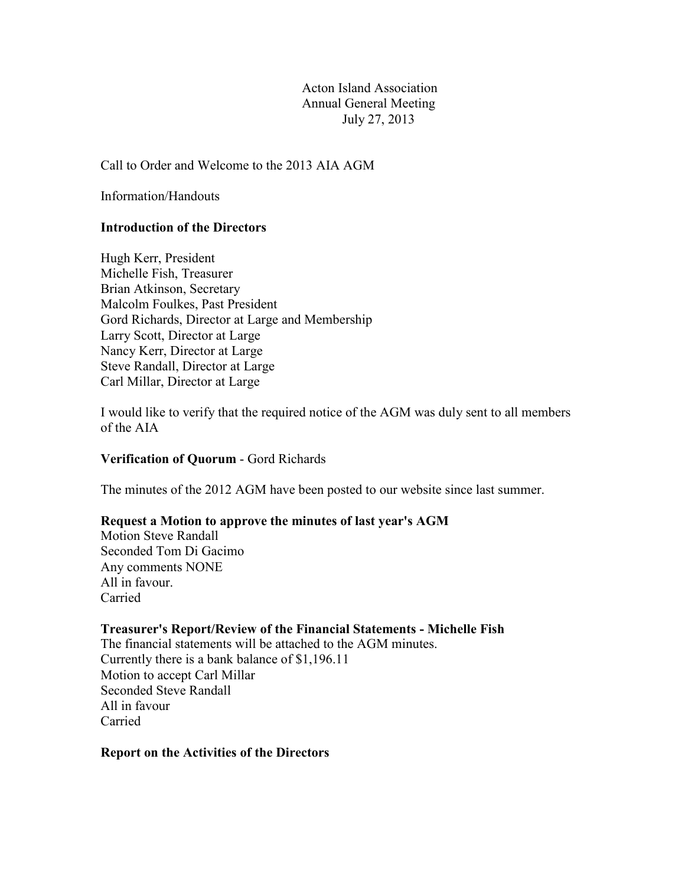# Acton Island Association
## Annual General Meeting
### July 27, 2013

Call to Order and Welcome to the 2013 AIA AGM

Information/Handouts

**Introduction of the Directors**

Hugh Kerr, President
Michelle Fish, Treasurer
Brian Atkinson, Secretary
Malcolm Foulkes, Past President
Gord Richards, Director at Large and Membership
Larry Scott, Director at Large
Nancy Kerr, Director at Large
Steve Randall, Director at Large
Carl Millar, Director at Large

I would like to verify that the required notice of the AGM was duly sent to all members of the AIA

**Verification of Quorum** - Gord Richards

The minutes of the 2012 AGM have been posted to our website since last summer.

**Request a Motion to approve the minutes of last year's AGM**
Motion Steve Randall
Seconded Tom Di Gacimo
Any comments NONE
All in favour.
Carried

**Treasurer's Report/Review of the Financial Statements - Michelle Fish**
The financial statements will be attached to the AGM minutes.
Currently there is a bank balance of $1,196.11
Motion to accept Carl Millar
Seconded Steve Randall
All in favour
Carried

**Report on the Activities of the Directors**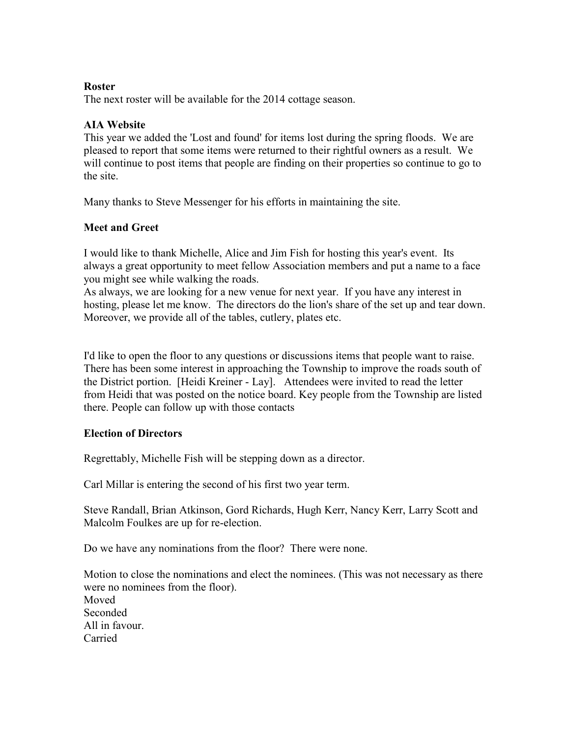**Roster**

The next roster will be available for the 2014 cottage season.

**AIA Website**

This year we added the 'Lost and found' for items lost during the spring floods. We are pleased to report that some items were returned to their rightful owners as a result. We will continue to post items that people are finding on their properties so continue to go to the site.

Many thanks to Steve Messenger for his efforts in maintaining the site.

**Meet and Greet**

I would like to thank Michelle, Alice and Jim Fish for hosting this year's event. Its always a great opportunity to meet fellow Association members and put a name to a face you might see while walking the roads.
As always, we are looking for a new venue for next year. If you have any interest in hosting, please let me know. The directors do the lion's share of the set up and tear down. Moreover, we provide all of the tables, cutlery, plates etc.

I'd like to open the floor to any questions or discussions items that people want to raise. There has been some interest in approaching the Township to improve the roads south of the District portion. [Heidi Kreiner - Lay]. Attendees were invited to read the letter from Heidi that was posted on the notice board. Key people from the Township are listed there. People can follow up with those contacts

**Election of Directors**

Regrettably, Michelle Fish will be stepping down as a director.

Carl Millar is entering the second of his first two year term.

Steve Randall, Brian Atkinson, Gord Richards, Hugh Kerr, Nancy Kerr, Larry Scott and Malcolm Foulkes are up for re-election.

Do we have any nominations from the floor? There were none.

Motion to close the nominations and elect the nominees. (This was not necessary as there were no nominees from the floor).
Moved
Seconded
All in favour.
Carried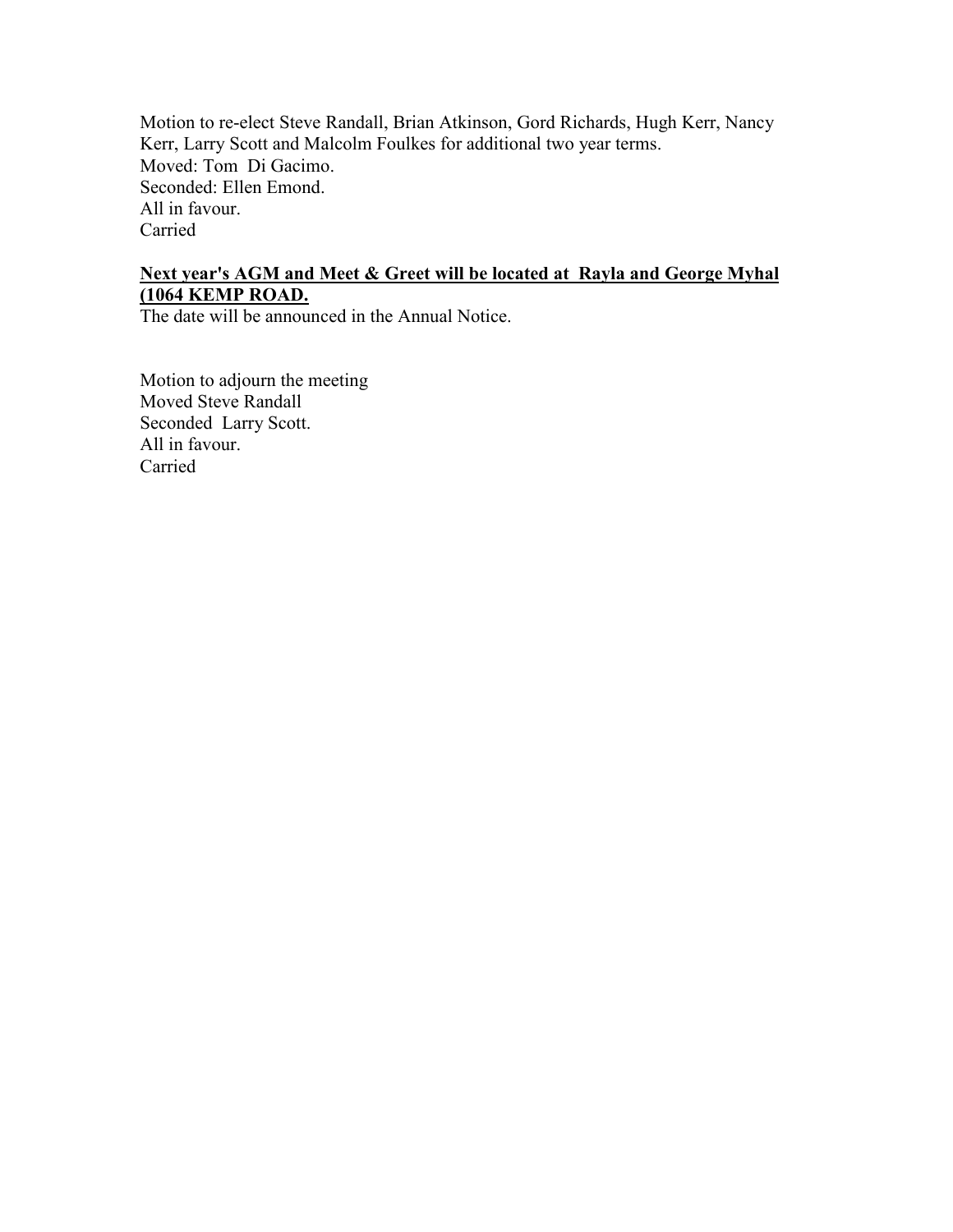Motion to re-elect Steve Randall, Brian Atkinson, Gord Richards, Hugh Kerr, Nancy Kerr, Larry Scott and Malcolm Foulkes for additional two year terms.
Moved: Tom Di Gacimo.
Seconded: Ellen Emond.
All in favour.
Carried

**<u>Next year's AGM and Meet & Greet will be located at Rayla and George Myhal (1064 KEMP ROAD.</u>**
The date will be announced in the Annual Notice.

Motion to adjourn the meeting
Moved Steve Randall
Seconded Larry Scott.
All in favour.
Carried